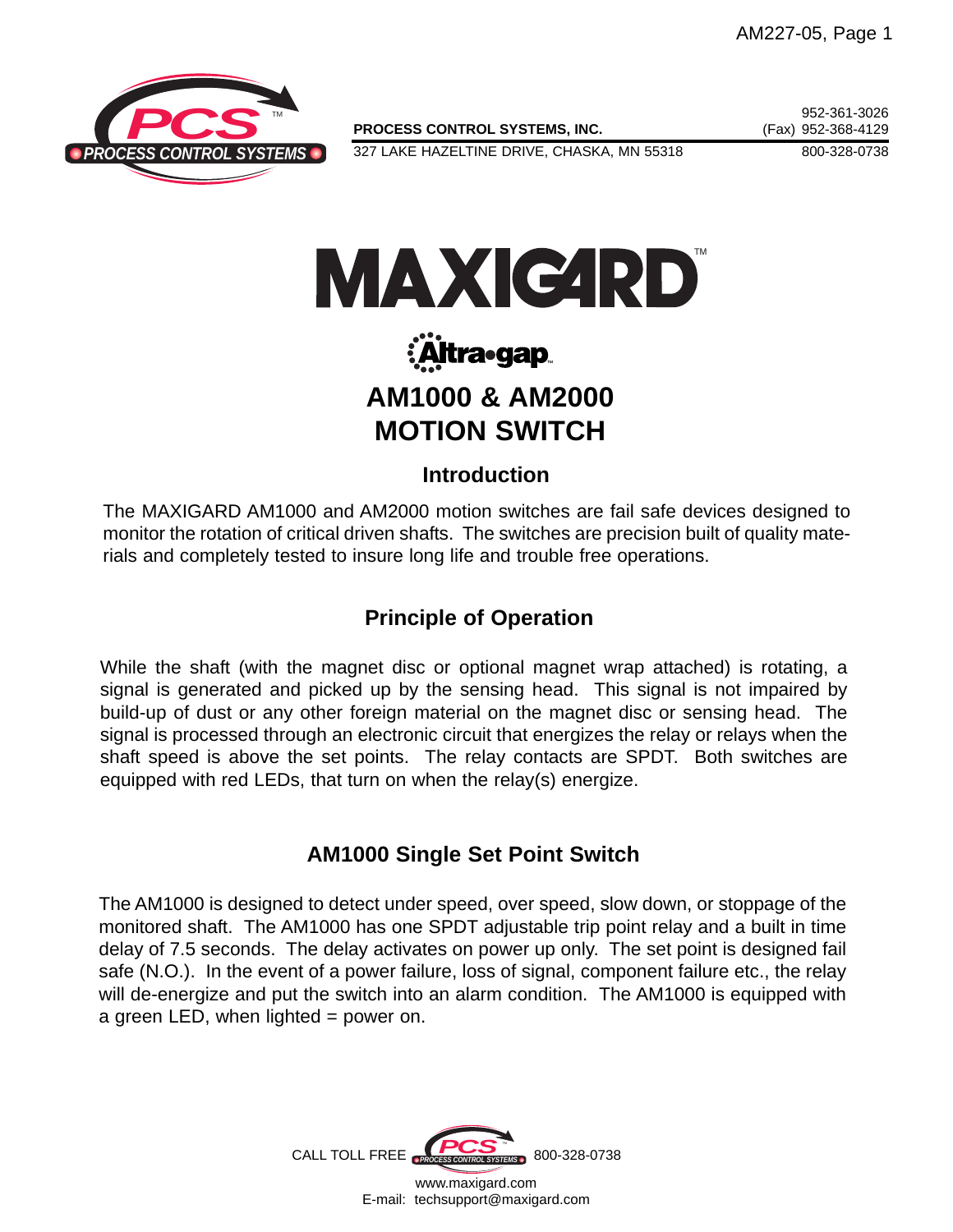**PROCESS CONTROL SYSTEMS, INC.**
327 LAKE HAZELTINE DRIVE, CHASKA, MN 55318

952-361-3026
(Fax) 952-368-4129
800-328-0738

# MAXIGARD™

Altra•gap

# AM1000 & AM2000 MOTION SWITCH

## Introduction

The MAXIGARD AM1000 and AM2000 motion switches are fail safe devices designed to monitor the rotation of critical driven shafts. The switches are precision built of quality materials and completely tested to insure long life and trouble free operations.

## Principle of Operation

While the shaft (with the magnet disc or optional magnet wrap attached) is rotating, a signal is generated and picked up by the sensing head. This signal is not impaired by build-up of dust or any other foreign material on the magnet disc or sensing head. The signal is processed through an electronic circuit that energizes the relay or relays when the shaft speed is above the set points. The relay contacts are SPDT. Both switches are equipped with red LEDs, that turn on when the relay(s) energize.

## AM1000 Single Set Point Switch

The AM1000 is designed to detect under speed, over speed, slow down, or stoppage of the monitored shaft. The AM1000 has one SPDT adjustable trip point relay and a built in time delay of 7.5 seconds. The delay activates on power up only. The set point is designed fail safe (N.O.). In the event of a power failure, loss of signal, component failure etc., the relay will de-energize and put the switch into an alarm condition. The AM1000 is equipped with a green LED, when lighted = power on.

CALL TOLL FREE 800-328-0738
www.maxigard.com
E-mail: techsupport@maxigard.com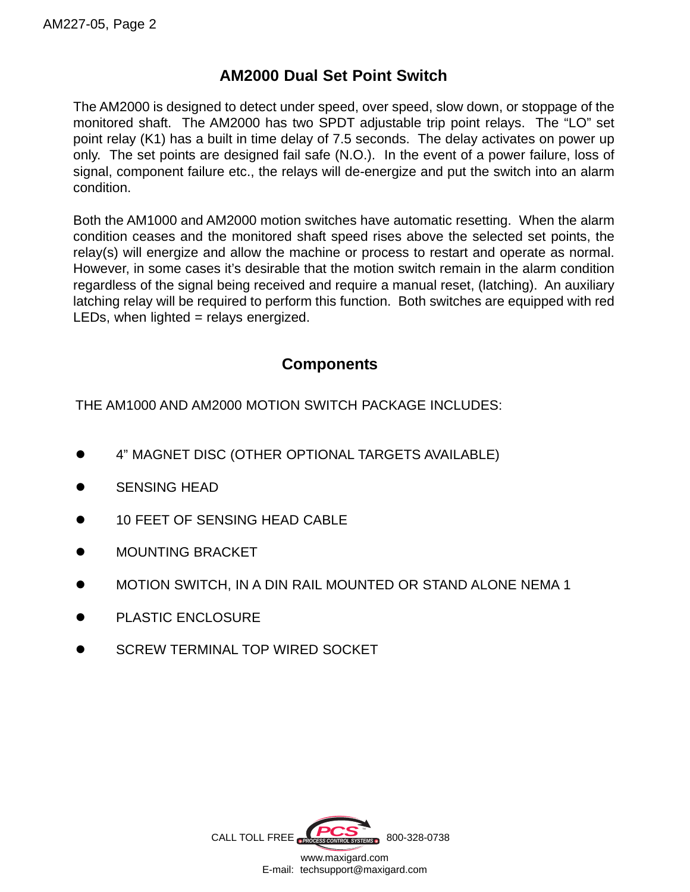## AM2000 Dual Set Point Switch

The AM2000 is designed to detect under speed, over speed, slow down, or stoppage of the monitored shaft. The AM2000 has two SPDT adjustable trip point relays. The "LO" set point relay (K1) has a built in time delay of 7.5 seconds. The delay activates on power up only. The set points are designed fail safe (N.O.). In the event of a power failure, loss of signal, component failure etc., the relays will de-energize and put the switch into an alarm condition.

Both the AM1000 and AM2000 motion switches have automatic resetting. When the alarm condition ceases and the monitored shaft speed rises above the selected set points, the relay(s) will energize and allow the machine or process to restart and operate as normal. However, in some cases it's desirable that the motion switch remain in the alarm condition regardless of the signal being received and require a manual reset, (latching). An auxiliary latching relay will be required to perform this function. Both switches are equipped with red LEDs, when lighted = relays energized.

## Components

THE AM1000 AND AM2000 MOTION SWITCH PACKAGE INCLUDES:

- 4" MAGNET DISC (OTHER OPTIONAL TARGETS AVAILABLE)
- SENSING HEAD
- 10 FEET OF SENSING HEAD CABLE
- MOUNTING BRACKET
- MOTION SWITCH, IN A DIN RAIL MOUNTED OR STAND ALONE NEMA 1
- PLASTIC ENCLOSURE
- SCREW TERMINAL TOP WIRED SOCKET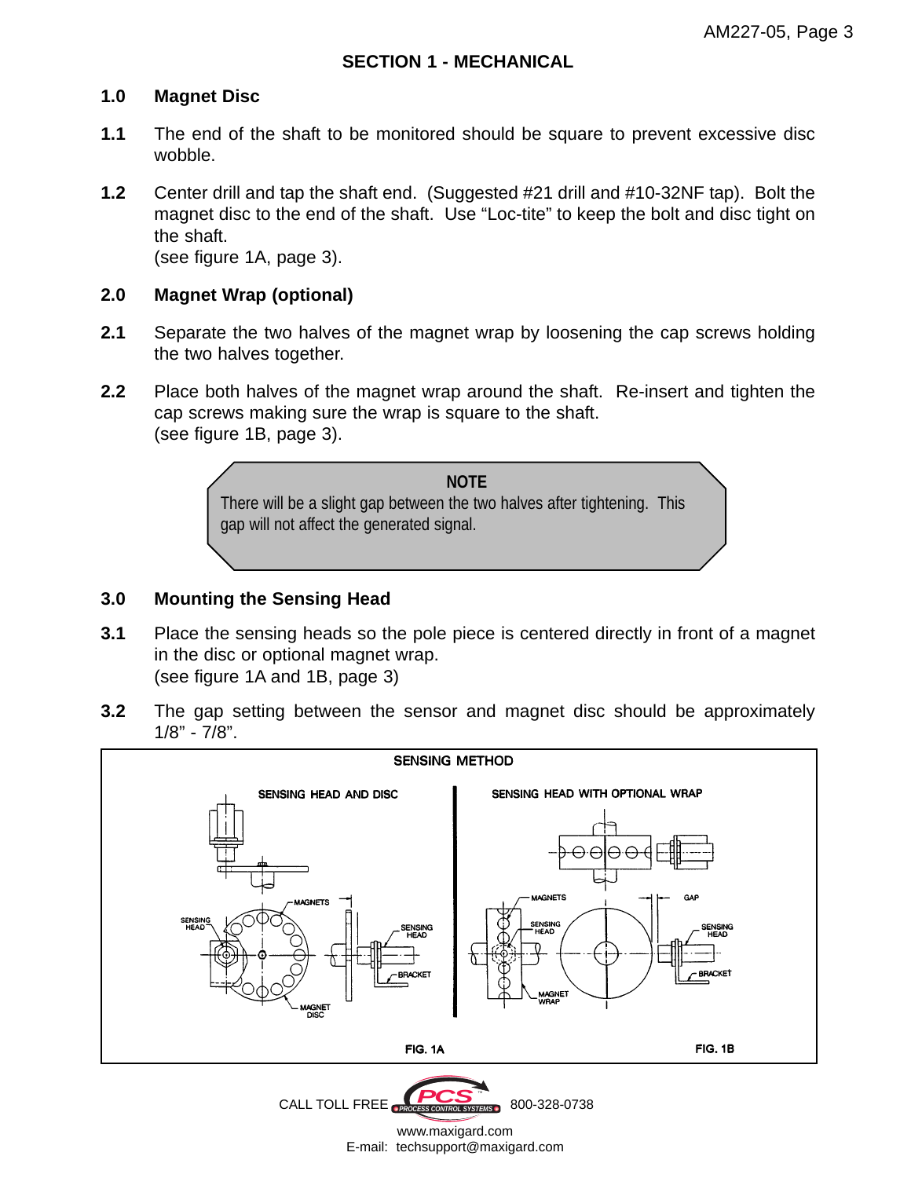## SECTION 1 - MECHANICAL

### 1.0 Magnet Disc

**1.1** The end of the shaft to be monitored should be square to prevent excessive disc wobble.

**1.2** Center drill and tap the shaft end. (Suggested #21 drill and #10-32NF tap). Bolt the magnet disc to the end of the shaft. Use "Loc-tite" to keep the bolt and disc tight on the shaft.
(see figure 1A, page 3).

### 2.0 Magnet Wrap (optional)

**2.1** Separate the two halves of the magnet wrap by loosening the cap screws holding the two halves together.

**2.2** Place both halves of the magnet wrap around the shaft. Re-insert and tighten the cap screws making sure the wrap is square to the shaft.
(see figure 1B, page 3).

> **NOTE**
> There will be a slight gap between the two halves after tightening. This gap will not affect the generated signal.

### 3.0 Mounting the Sensing Head

**3.1** Place the sensing heads so the pole piece is centered directly in front of a magnet in the disc or optional magnet wrap.
(see figure 1A and 1B, page 3)

**3.2** The gap setting between the sensor and magnet disc should be approximately 1/8" - 7/8".

SENSING METHOD

SENSING HEAD AND DISC — SENSING HEAD WITH OPTIONAL WRAP

FIG. 1A — FIG. 1B

CALL TOLL FREE 800-328-0738

www.maxigard.com
E-mail: techsupport@maxigard.com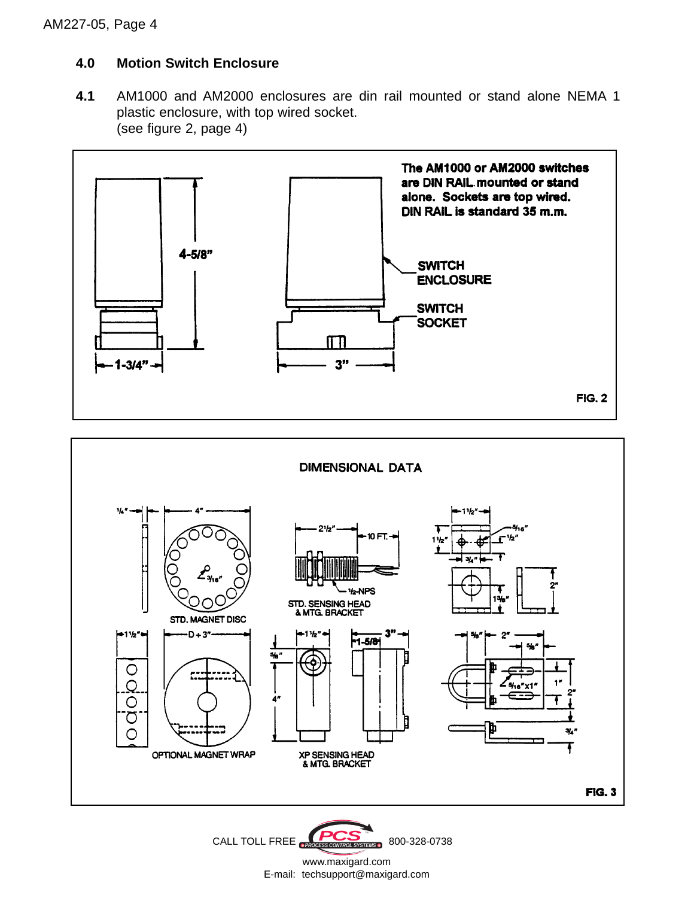## 4.0 Motion Switch Enclosure

**4.1** AM1000 and AM2000 enclosures are din rail mounted or stand alone NEMA 1 plastic enclosure, with top wired socket. (see figure 2, page 4)

The AM1000 or AM2000 switches are DIN RAIL mounted or stand alone. Sockets are top wired. DIN RAIL is standard 35 m.m.

4-5/8"

1-3/4"

3"

SWITCH ENCLOSURE

SWITCH SOCKET

FIG. 2

DIMENSIONAL DATA

1/4" 4" 3/16"

STD. MAGNET DISC

2 1/2" 10 FT. 1/2-NPS

STD. SENSING HEAD & MTG. BRACKET

1 1/2" 5/16" 1/2" 1 1/2" 3/4" 2" 1 3/8"

1 1/2" D + 3"

OPTIONAL MAGNET WRAP

1 1/2" 3" 1-5/8 5/8" 4"

XP SENSING HEAD & MTG. BRACKET

5/8" 2" 5/8" 5/16"x1" 1" 2" 3/4"

FIG. 3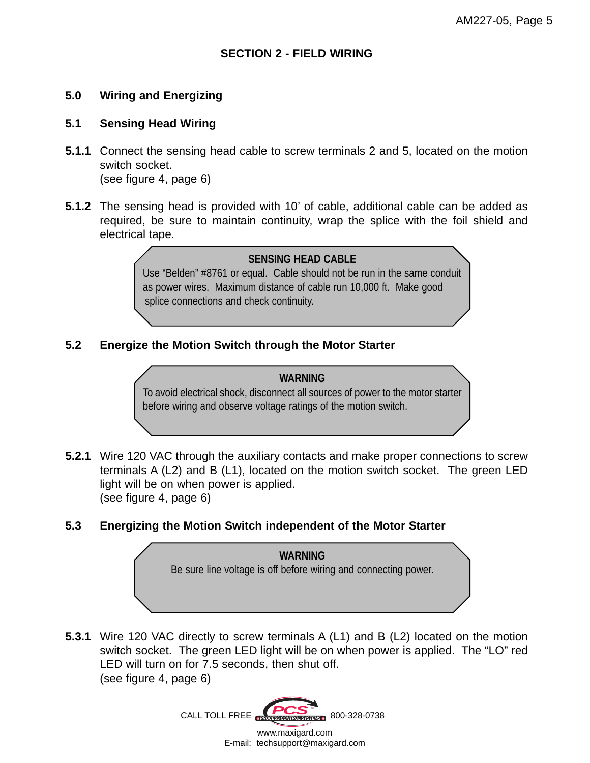## SECTION 2 - FIELD WIRING

### 5.0 Wiring and Energizing

### 5.1 Sensing Head Wiring

**5.1.1** Connect the sensing head cable to screw terminals 2 and 5, located on the motion switch socket.
(see figure 4, page 6)

**5.1.2** The sensing head is provided with 10' of cable, additional cable can be added as required, be sure to maintain continuity, wrap the splice with the foil shield and electrical tape.

> **SENSING HEAD CABLE**
> Use "Belden" #8761 or equal. Cable should not be run in the same conduit as power wires. Maximum distance of cable run 10,000 ft. Make good splice connections and check continuity.

### 5.2 Energize the Motion Switch through the Motor Starter

> **WARNING**
> To avoid electrical shock, disconnect all sources of power to the motor starter before wiring and observe voltage ratings of the motion switch.

**5.2.1** Wire 120 VAC through the auxiliary contacts and make proper connections to screw terminals A (L2) and B (L1), located on the motion switch socket. The green LED light will be on when power is applied.
(see figure 4, page 6)

### 5.3 Energizing the Motion Switch independent of the Motor Starter

> **WARNING**
> Be sure line voltage is off before wiring and connecting power.

**5.3.1** Wire 120 VAC directly to screw terminals A (L1) and B (L2) located on the motion switch socket. The green LED light will be on when power is applied. The "LO" red LED will turn on for 7.5 seconds, then shut off.
(see figure 4, page 6)

CALL TOLL FREE PCS PROCESS CONTROL SYSTEMS 800-328-0738
www.maxigard.com
E-mail: techsupport@maxigard.com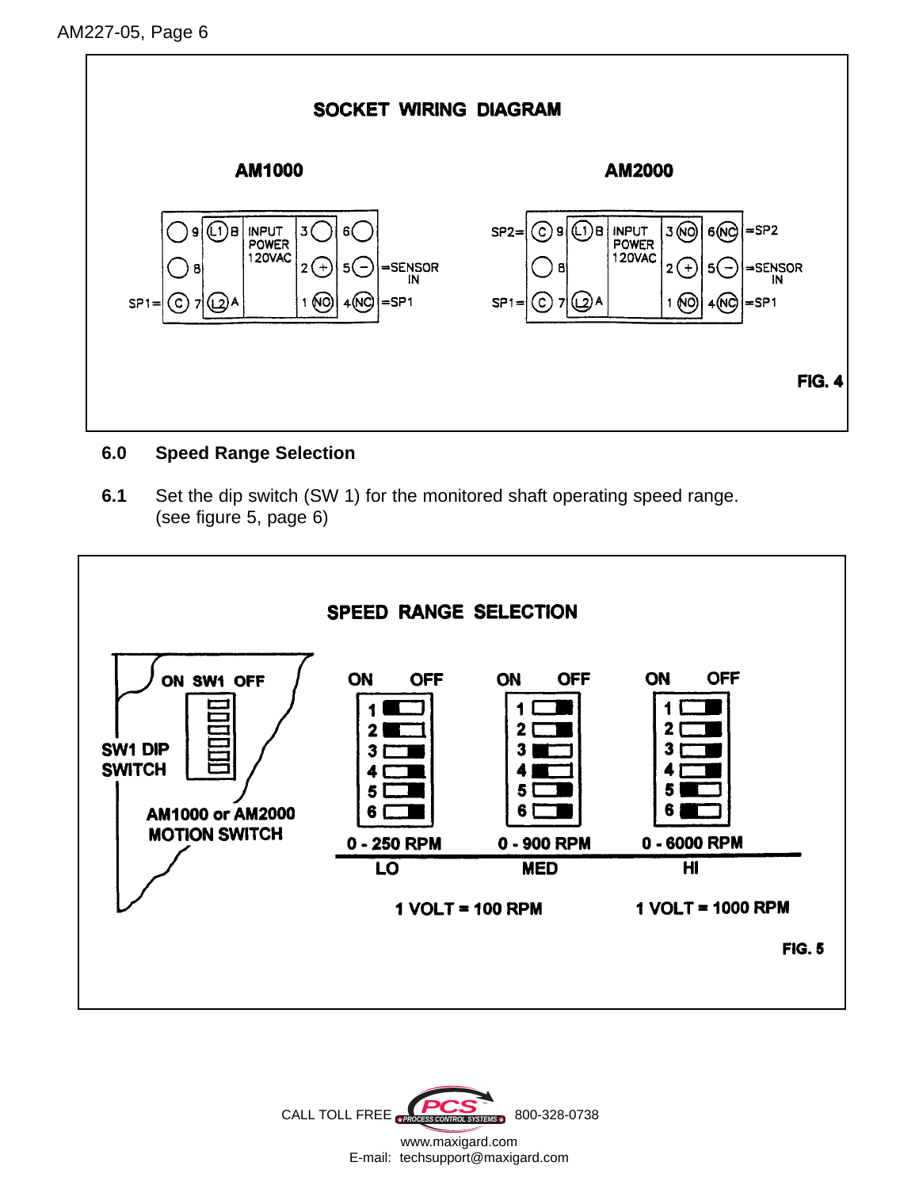**SOCKET WIRING DIAGRAM**

**AM1000**

| | | | | | | |
|---|---|---|---|---|---|---|
| | 9 | L1 B | INPUT POWER 120VAC | 3 | 6 | |
| | 8 | | | 2 (+) | 5 (−) | =SENSOR IN |
| SP1= | C 7 | L2 A | | 1 NO | 4 NC | =SP1 |

**AM2000**

| | | | | | | |
|---|---|---|---|---|---|---|
| SP2= | C 9 | L1 B | INPUT POWER 120VAC | 3 NO | 6 NC | =SP2 |
| | 8 | | | 2 (+) | 5 (−) | =SENSOR IN |
| SP1= | C 7 | L2 A | | 1 NO | 4 NC | =SP1 |

**FIG. 4**

## 6.0 Speed Range Selection

**6.1** Set the dip switch (SW 1) for the monitored shaft operating speed range. (see figure 5, page 6)

**SPEED RANGE SELECTION**

SW1 DIP SWITCH (ON SW1 OFF) — AM1000 or AM2000 MOTION SWITCH

| Switch | LO (0 - 250 RPM) | MED (0 - 900 RPM) | HI (0 - 6000 RPM) |
|---|---|---|---|
| 1 | ON | OFF | OFF |
| 2 | ON | OFF | OFF |
| 3 | OFF | ON | OFF |
| 4 | OFF | ON | OFF |
| 5 | OFF | OFF | ON |
| 6 | OFF | OFF | ON |

LO and MED: 1 VOLT = 100 RPM

HI: 1 VOLT = 1000 RPM

**FIG. 5**

CALL TOLL FREE PCS PROCESS CONTROL SYSTEMS 800-328-0738

www.maxigard.com

E-mail: techsupport@maxigard.com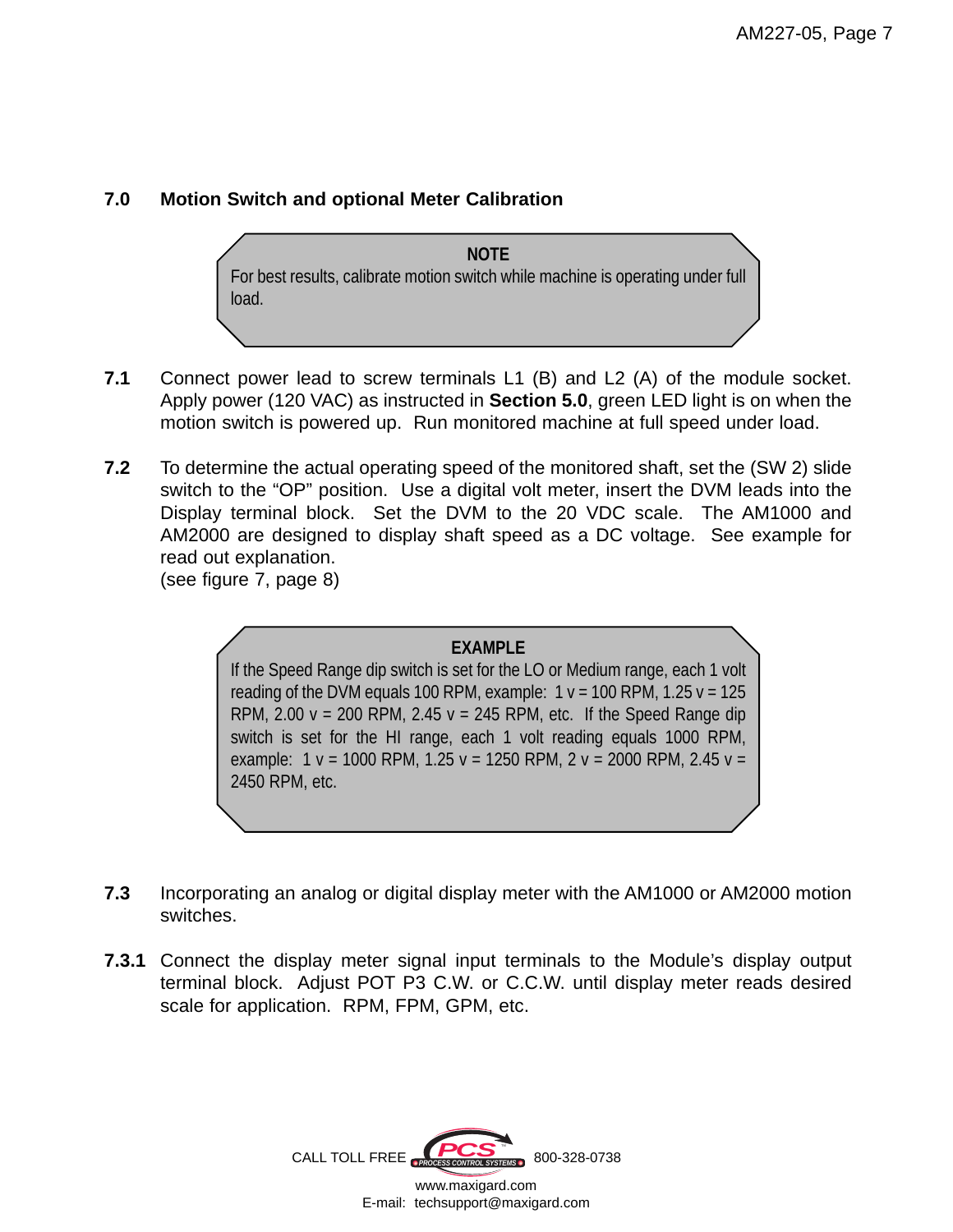## 7.0 Motion Switch and optional Meter Calibration

> **NOTE**
> For best results, calibrate motion switch while machine is operating under full load.

**7.1** Connect power lead to screw terminals L1 (B) and L2 (A) of the module socket. Apply power (120 VAC) as instructed in **Section 5.0**, green LED light is on when the motion switch is powered up. Run monitored machine at full speed under load.

**7.2** To determine the actual operating speed of the monitored shaft, set the (SW 2) slide switch to the “OP” position. Use a digital volt meter, insert the DVM leads into the Display terminal block. Set the DVM to the 20 VDC scale. The AM1000 and AM2000 are designed to display shaft speed as a DC voltage. See example for read out explanation.
(see figure 7, page 8)

> **EXAMPLE**
> If the Speed Range dip switch is set for the LO or Medium range, each 1 volt reading of the DVM equals 100 RPM, example: 1 v = 100 RPM, 1.25 v = 125 RPM, 2.00 v = 200 RPM, 2.45 v = 245 RPM, etc. If the Speed Range dip switch is set for the HI range, each 1 volt reading equals 1000 RPM, example: 1 v = 1000 RPM, 1.25 v = 1250 RPM, 2 v = 2000 RPM, 2.45 v = 2450 RPM, etc.

**7.3** Incorporating an analog or digital display meter with the AM1000 or AM2000 motion switches.

**7.3.1** Connect the display meter signal input terminals to the Module’s display output terminal block. Adjust POT P3 C.W. or C.C.W. until display meter reads desired scale for application. RPM, FPM, GPM, etc.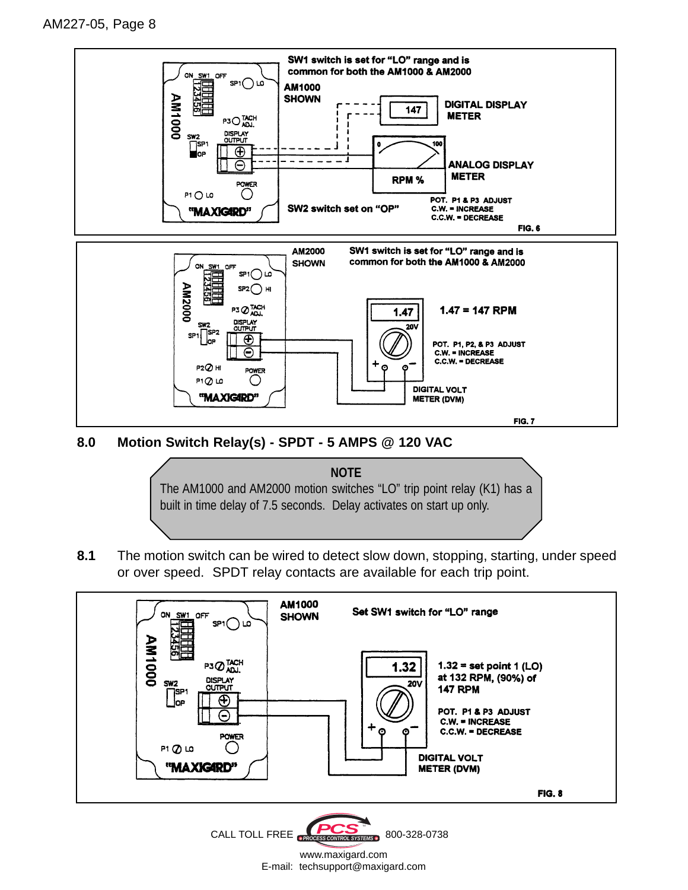SW1 switch is set for "LO" range and is common for both the AM1000 & AM2000

AM1000 SHOWN

DIGITAL DISPLAY METER

ANALOG DISPLAY METER

SW2 switch set on "OP"

POT. P1 & P3 ADJUST
C.W. = INCREASE
C.C.W. = DECREASE

FIG. 6

AM2000 SHOWN

SW1 switch is set for "LO" range and is common for both the AM1000 & AM2000

1.47 = 147 RPM

POT. P1, P2, & P3 ADJUST
C.W. = INCREASE
C.C.W. = DECREASE

DIGITAL VOLT METER (DVM)

FIG. 7

## 8.0 Motion Switch Relay(s) - SPDT - 5 AMPS @ 120 VAC

> **NOTE**
> The AM1000 and AM2000 motion switches "LO" trip point relay (K1) has a built in time delay of 7.5 seconds. Delay activates on start up only.

**8.1** The motion switch can be wired to detect slow down, stopping, starting, under speed or over speed. SPDT relay contacts are available for each trip point.

AM1000 SHOWN

Set SW1 switch for "LO" range

1.32 = set point 1 (LO) at 132 RPM, (90%) of 147 RPM

POT. P1 & P3 ADJUST
C.W. = INCREASE
C.C.W. = DECREASE

DIGITAL VOLT METER (DVM)

FIG. 8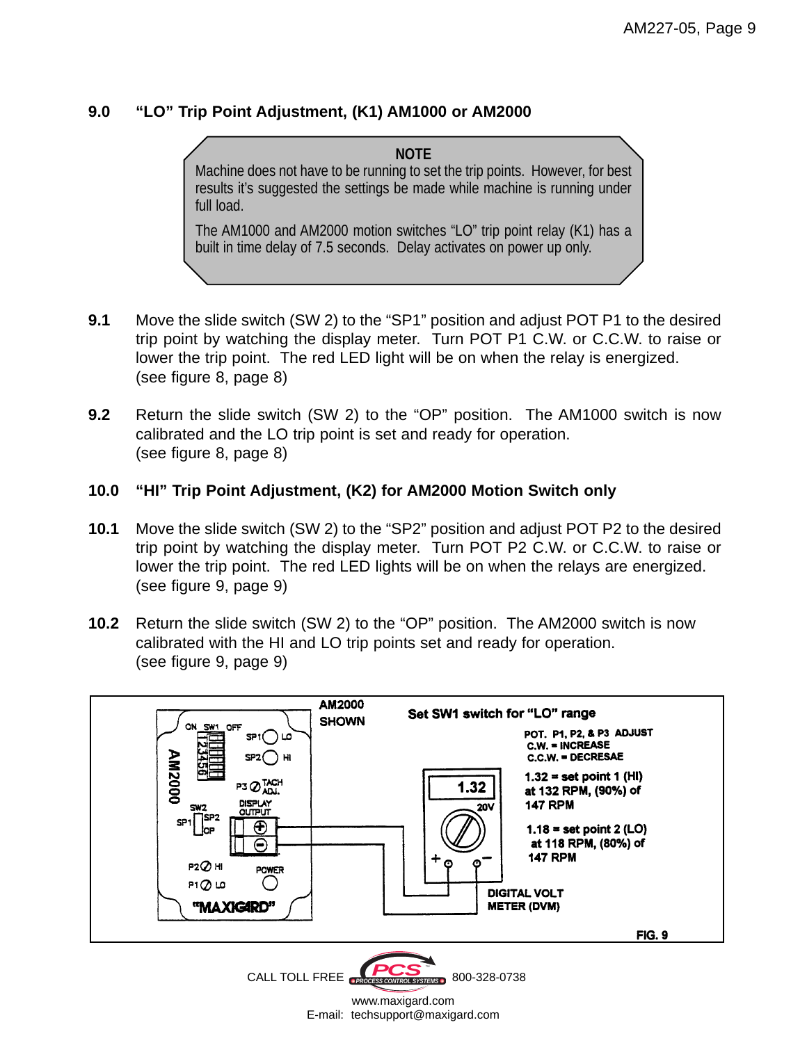## 9.0 "LO" Trip Point Adjustment, (K1) AM1000 or AM2000

> **NOTE**
>
> Machine does not have to be running to set the trip points. However, for best results it's suggested the settings be made while machine is running under full load.
>
> The AM1000 and AM2000 motion switches "LO" trip point relay (K1) has a built in time delay of 7.5 seconds. Delay activates on power up only.

**9.1** Move the slide switch (SW 2) to the "SP1" position and adjust POT P1 to the desired trip point by watching the display meter. Turn POT P1 C.W. or C.C.W. to raise or lower the trip point. The red LED light will be on when the relay is energized. (see figure 8, page 8)

**9.2** Return the slide switch (SW 2) to the "OP" position. The AM1000 switch is now calibrated and the LO trip point is set and ready for operation. (see figure 8, page 8)

## 10.0 "HI" Trip Point Adjustment, (K2) for AM2000 Motion Switch only

**10.1** Move the slide switch (SW 2) to the "SP2" position and adjust POT P2 to the desired trip point by watching the display meter. Turn POT P2 C.W. or C.C.W. to raise or lower the trip point. The red LED lights will be on when the relays are energized. (see figure 9, page 9)

**10.2** Return the slide switch (SW 2) to the "OP" position. The AM2000 switch is now calibrated with the HI and LO trip points set and ready for operation. (see figure 9, page 9)

AM2000 SHOWN

Set SW1 switch for "LO" range

POT. P1, P2, & P3 ADJUST
C.W. = INCREASE
C.C.W. = DECRESAE

1.32 = set point 1 (HI) at 132 RPM, (90%) of 147 RPM

1.18 = set point 2 (LO) at 118 RPM, (80%) of 147 RPM

DIGITAL VOLT METER (DVM)

FIG. 9

CALL TOLL FREE 800-328-0738

www.maxigard.com
E-mail: techsupport@maxigard.com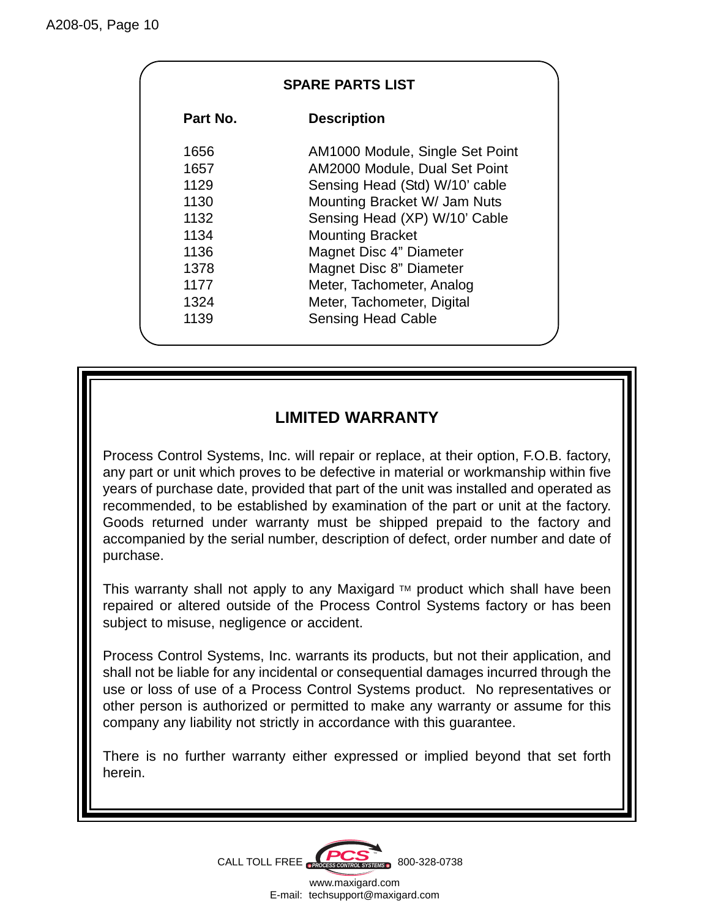## SPARE PARTS LIST

| Part No. | Description |
|---|---|
| 1656 | AM1000 Module, Single Set Point |
| 1657 | AM2000 Module, Dual Set Point |
| 1129 | Sensing Head (Std) W/10' cable |
| 1130 | Mounting Bracket W/ Jam Nuts |
| 1132 | Sensing Head (XP) W/10' Cable |
| 1134 | Mounting Bracket |
| 1136 | Magnet Disc 4" Diameter |
| 1378 | Magnet Disc 8" Diameter |
| 1177 | Meter, Tachometer, Analog |
| 1324 | Meter, Tachometer, Digital |
| 1139 | Sensing Head Cable |

## LIMITED WARRANTY

Process Control Systems, Inc. will repair or replace, at their option, F.O.B. factory, any part or unit which proves to be defective in material or workmanship within five years of purchase date, provided that part of the unit was installed and operated as recommended, to be established by examination of the part or unit at the factory. Goods returned under warranty must be shipped prepaid to the factory and accompanied by the serial number, description of defect, order number and date of purchase.

This warranty shall not apply to any Maxigard ™ product which shall have been repaired or altered outside of the Process Control Systems factory or has been subject to misuse, negligence or accident.

Process Control Systems, Inc. warrants its products, but not their application, and shall not be liable for any incidental or consequential damages incurred through the use or loss of use of a Process Control Systems product. No representatives or other person is authorized or permitted to make any warranty or assume for this company any liability not strictly in accordance with this guarantee.

There is no further warranty either expressed or implied beyond that set forth herein.

CALL TOLL FREE PCS PROCESS CONTROL SYSTEMS 800-328-0738

www.maxigard.com

E-mail: techsupport@maxigard.com